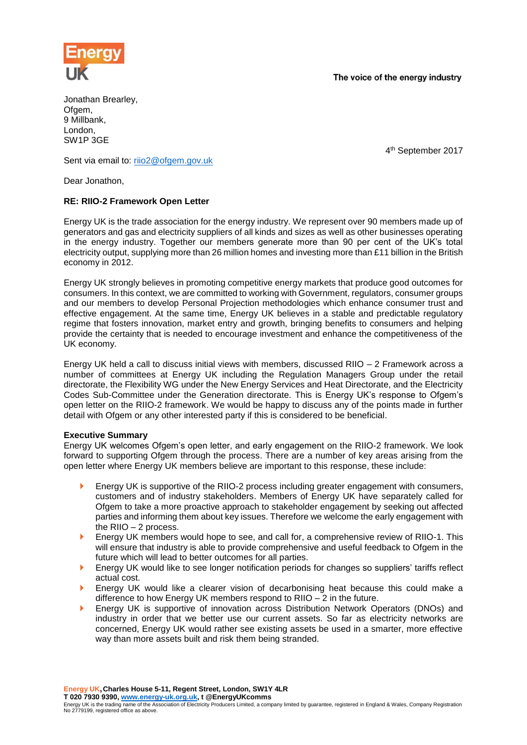The voice of the energy industry

Jonathan Brearley,
Ofgem,
9 Millbank,
London,
SW1P 3GE

4th September 2017

Sent via email to: riio2@ofgem.gov.uk

Dear Jonathon,

**RE: RIIO-2 Framework Open Letter**

Energy UK is the trade association for the energy industry. We represent over 90 members made up of generators and gas and electricity suppliers of all kinds and sizes as well as other businesses operating in the energy industry. Together our members generate more than 90 per cent of the UK's total electricity output, supplying more than 26 million homes and investing more than £11 billion in the British economy in 2012.

Energy UK strongly believes in promoting competitive energy markets that produce good outcomes for consumers. In this context, we are committed to working with Government, regulators, consumer groups and our members to develop Personal Projection methodologies which enhance consumer trust and effective engagement. At the same time, Energy UK believes in a stable and predictable regulatory regime that fosters innovation, market entry and growth, bringing benefits to consumers and helping provide the certainty that is needed to encourage investment and enhance the competitiveness of the UK economy.

Energy UK held a call to discuss initial views with members, discussed RIIO – 2 Framework across a number of committees at Energy UK including the Regulation Managers Group under the retail directorate, the Flexibility WG under the New Energy Services and Heat Directorate, and the Electricity Codes Sub-Committee under the Generation directorate. This is Energy UK's response to Ofgem's open letter on the RIIO-2 framework. We would be happy to discuss any of the points made in further detail with Ofgem or any other interested party if this is considered to be beneficial.

**Executive Summary**

Energy UK welcomes Ofgem's open letter, and early engagement on the RIIO-2 framework. We look forward to supporting Ofgem through the process. There are a number of key areas arising from the open letter where Energy UK members believe are important to this response, these include:

- Energy UK is supportive of the RIIO-2 process including greater engagement with consumers, customers and of industry stakeholders. Members of Energy UK have separately called for Ofgem to take a more proactive approach to stakeholder engagement by seeking out affected parties and informing them about key issues. Therefore we welcome the early engagement with the RIIO – 2 process.
- Energy UK members would hope to see, and call for, a comprehensive review of RIIO-1. This will ensure that industry is able to provide comprehensive and useful feedback to Ofgem in the future which will lead to better outcomes for all parties.
- Energy UK would like to see longer notification periods for changes so suppliers' tariffs reflect actual cost.
- Energy UK would like a clearer vision of decarbonising heat because this could make a difference to how Energy UK members respond to RIIO – 2 in the future.
- Energy UK is supportive of innovation across Distribution Network Operators (DNOs) and industry in order that we better use our current assets. So far as electricity networks are concerned, Energy UK would rather see existing assets be used in a smarter, more effective way than more assets built and risk them being stranded.

**Energy UK**, Charles House 5-11, Regent Street, London, SW1Y 4LR
**T 020 7930 9390, www.energy-uk.org.uk, t @EnergyUKcomms**
Energy UK is the trading name of the Association of Electricity Producers Limited, a company limited by guarantee, registered in England & Wales, Company Registration No 2779199, registered office as above.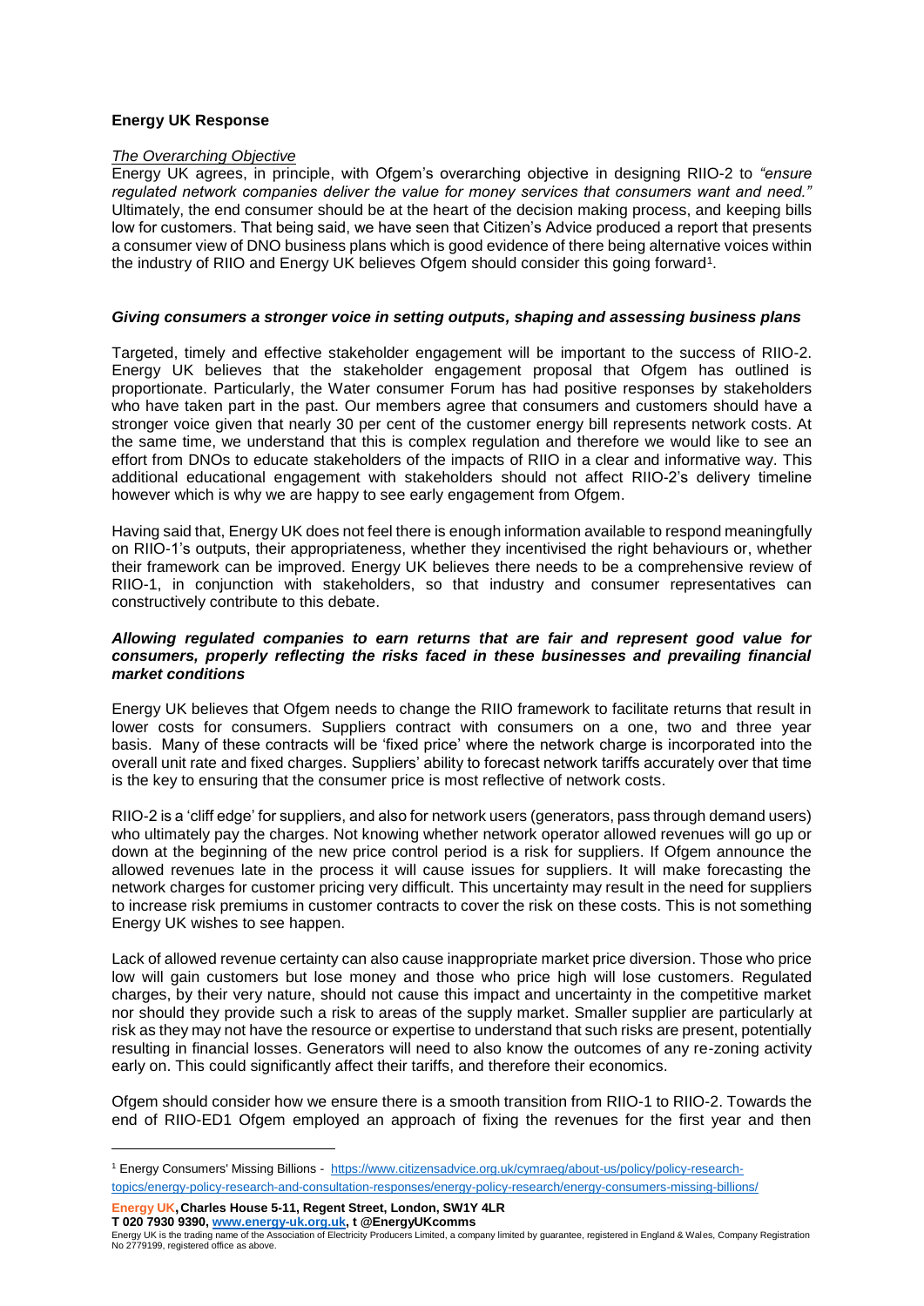## Energy UK Response

*The Overarching Objective*

Energy UK agrees, in principle, with Ofgem's overarching objective in designing RIIO-2 to *"ensure regulated network companies deliver the value for money services that consumers want and need."* Ultimately, the end consumer should be at the heart of the decision making process, and keeping bills low for customers. That being said, we have seen that Citizen's Advice produced a report that presents a consumer view of DNO business plans which is good evidence of there being alternative voices within the industry of RIIO and Energy UK believes Ofgem should consider this going forward[1].

### *Giving consumers a stronger voice in setting outputs, shaping and assessing business plans*

Targeted, timely and effective stakeholder engagement will be important to the success of RIIO-2. Energy UK believes that the stakeholder engagement proposal that Ofgem has outlined is proportionate. Particularly, the Water consumer Forum has had positive responses by stakeholders who have taken part in the past. Our members agree that consumers and customers should have a stronger voice given that nearly 30 per cent of the customer energy bill represents network costs. At the same time, we understand that this is complex regulation and therefore we would like to see an effort from DNOs to educate stakeholders of the impacts of RIIO in a clear and informative way. This additional educational engagement with stakeholders should not affect RIIO-2's delivery timeline however which is why we are happy to see early engagement from Ofgem.

Having said that, Energy UK does not feel there is enough information available to respond meaningfully on RIIO-1's outputs, their appropriateness, whether they incentivised the right behaviours or, whether their framework can be improved. Energy UK believes there needs to be a comprehensive review of RIIO-1, in conjunction with stakeholders, so that industry and consumer representatives can constructively contribute to this debate.

### *Allowing regulated companies to earn returns that are fair and represent good value for consumers, properly reflecting the risks faced in these businesses and prevailing financial market conditions*

Energy UK believes that Ofgem needs to change the RIIO framework to facilitate returns that result in lower costs for consumers. Suppliers contract with consumers on a one, two and three year basis. Many of these contracts will be 'fixed price' where the network charge is incorporated into the overall unit rate and fixed charges. Suppliers' ability to forecast network tariffs accurately over that time is the key to ensuring that the consumer price is most reflective of network costs.

RIIO-2 is a 'cliff edge' for suppliers, and also for network users (generators, pass through demand users) who ultimately pay the charges. Not knowing whether network operator allowed revenues will go up or down at the beginning of the new price control period is a risk for suppliers. If Ofgem announce the allowed revenues late in the process it will cause issues for suppliers. It will make forecasting the network charges for customer pricing very difficult. This uncertainty may result in the need for suppliers to increase risk premiums in customer contracts to cover the risk on these costs. This is not something Energy UK wishes to see happen.

Lack of allowed revenue certainty can also cause inappropriate market price diversion. Those who price low will gain customers but lose money and those who price high will lose customers. Regulated charges, by their very nature, should not cause this impact and uncertainty in the competitive market nor should they provide such a risk to areas of the supply market. Smaller supplier are particularly at risk as they may not have the resource or expertise to understand that such risks are present, potentially resulting in financial losses. Generators will need to also know the outcomes of any re-zoning activity early on. This could significantly affect their tariffs, and therefore their economics.

Ofgem should consider how we ensure there is a smooth transition from RIIO-1 to RIIO-2. Towards the end of RIIO-ED1 Ofgem employed an approach of fixing the revenues for the first year and then

[1] Energy Consumers' Missing Billions - https://www.citizensadvice.org.uk/cymraeg/about-us/policy/policy-research-topics/energy-policy-research-and-consultation-responses/energy-policy-research/energy-consumers-missing-billions/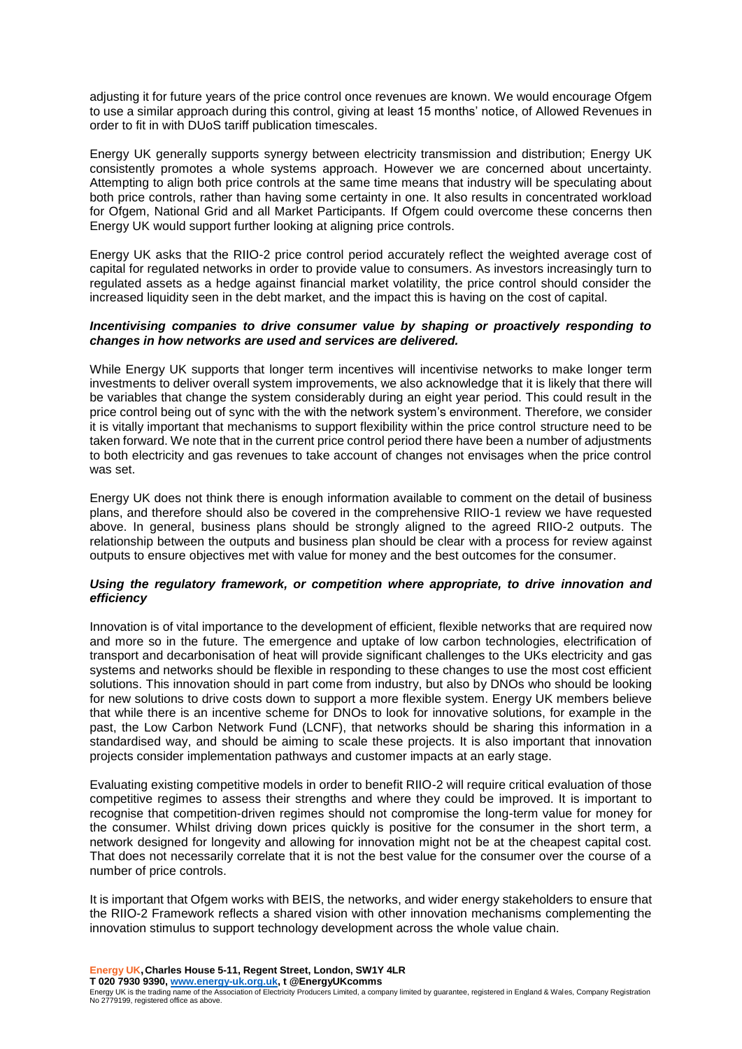adjusting it for future years of the price control once revenues are known. We would encourage Ofgem to use a similar approach during this control, giving at least 15 months' notice, of Allowed Revenues in order to fit in with DUoS tariff publication timescales.

Energy UK generally supports synergy between electricity transmission and distribution; Energy UK consistently promotes a whole systems approach. However we are concerned about uncertainty. Attempting to align both price controls at the same time means that industry will be speculating about both price controls, rather than having some certainty in one. It also results in concentrated workload for Ofgem, National Grid and all Market Participants. If Ofgem could overcome these concerns then Energy UK would support further looking at aligning price controls.

Energy UK asks that the RIIO-2 price control period accurately reflect the weighted average cost of capital for regulated networks in order to provide value to consumers. As investors increasingly turn to regulated assets as a hedge against financial market volatility, the price control should consider the increased liquidity seen in the debt market, and the impact this is having on the cost of capital.

***Incentivising companies to drive consumer value by shaping or proactively responding to changes in how networks are used and services are delivered.***

While Energy UK supports that longer term incentives will incentivise networks to make longer term investments to deliver overall system improvements, we also acknowledge that it is likely that there will be variables that change the system considerably during an eight year period. This could result in the price control being out of sync with the with the network system's environment. Therefore, we consider it is vitally important that mechanisms to support flexibility within the price control structure need to be taken forward. We note that in the current price control period there have been a number of adjustments to both electricity and gas revenues to take account of changes not envisages when the price control was set.

Energy UK does not think there is enough information available to comment on the detail of business plans, and therefore should also be covered in the comprehensive RIIO-1 review we have requested above. In general, business plans should be strongly aligned to the agreed RIIO-2 outputs. The relationship between the outputs and business plan should be clear with a process for review against outputs to ensure objectives met with value for money and the best outcomes for the consumer.

***Using the regulatory framework, or competition where appropriate, to drive innovation and efficiency***

Innovation is of vital importance to the development of efficient, flexible networks that are required now and more so in the future. The emergence and uptake of low carbon technologies, electrification of transport and decarbonisation of heat will provide significant challenges to the UKs electricity and gas systems and networks should be flexible in responding to these changes to use the most cost efficient solutions. This innovation should in part come from industry, but also by DNOs who should be looking for new solutions to drive costs down to support a more flexible system. Energy UK members believe that while there is an incentive scheme for DNOs to look for innovative solutions, for example in the past, the Low Carbon Network Fund (LCNF), that networks should be sharing this information in a standardised way, and should be aiming to scale these projects. It is also important that innovation projects consider implementation pathways and customer impacts at an early stage.

Evaluating existing competitive models in order to benefit RIIO-2 will require critical evaluation of those competitive regimes to assess their strengths and where they could be improved. It is important to recognise that competition-driven regimes should not compromise the long-term value for money for the consumer. Whilst driving down prices quickly is positive for the consumer in the short term, a network designed for longevity and allowing for innovation might not be at the cheapest capital cost. That does not necessarily correlate that it is not the best value for the consumer over the course of a number of price controls.

It is important that Ofgem works with BEIS, the networks, and wider energy stakeholders to ensure that the RIIO-2 Framework reflects a shared vision with other innovation mechanisms complementing the innovation stimulus to support technology development across the whole value chain.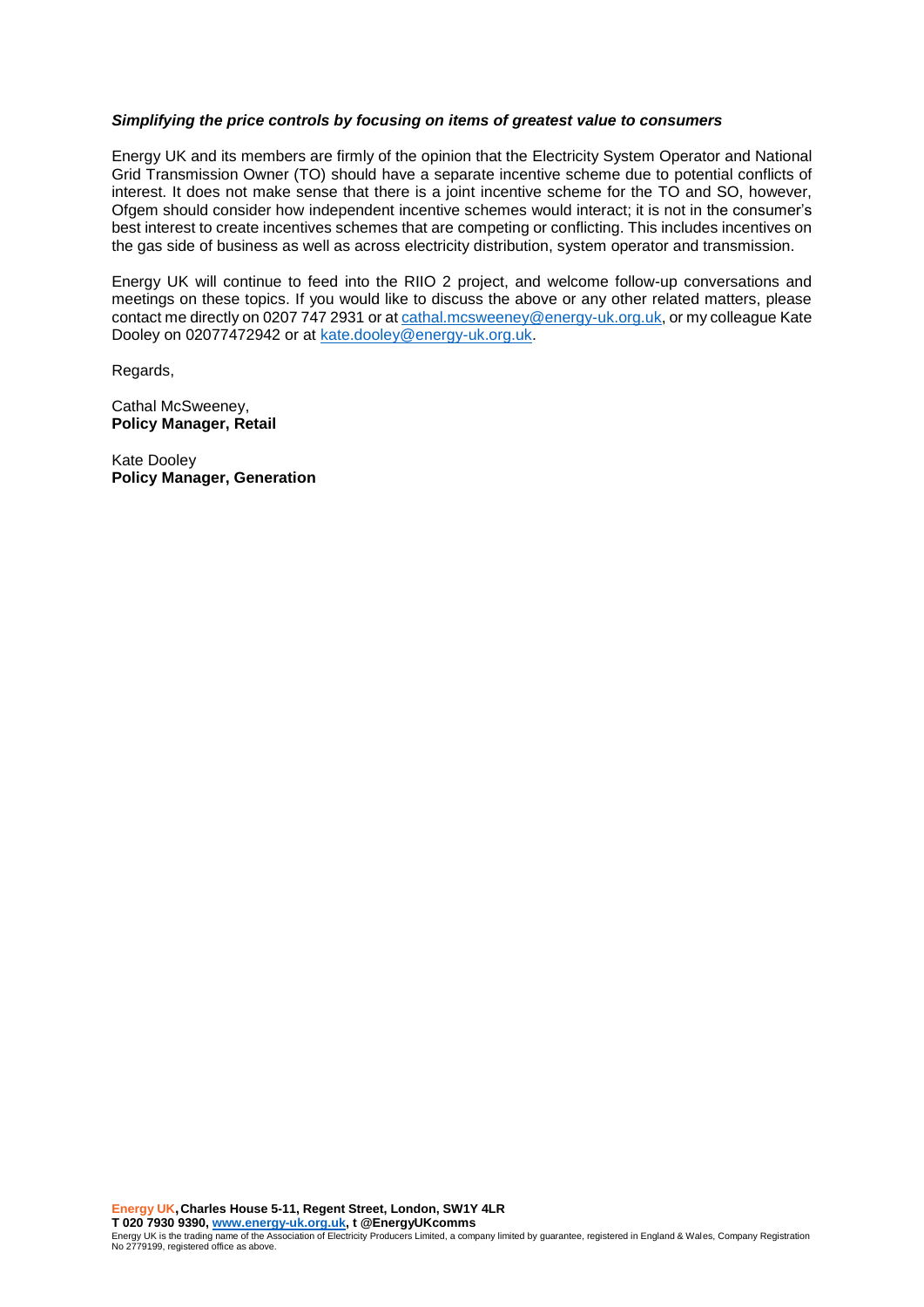***Simplifying the price controls by focusing on items of greatest value to consumers***

Energy UK and its members are firmly of the opinion that the Electricity System Operator and National Grid Transmission Owner (TO) should have a separate incentive scheme due to potential conflicts of interest. It does not make sense that there is a joint incentive scheme for the TO and SO, however, Ofgem should consider how independent incentive schemes would interact; it is not in the consumer's best interest to create incentives schemes that are competing or conflicting. This includes incentives on the gas side of business as well as across electricity distribution, system operator and transmission.

Energy UK will continue to feed into the RIIO 2 project, and welcome follow-up conversations and meetings on these topics. If you would like to discuss the above or any other related matters, please contact me directly on 0207 747 2931 or at cathal.mcsweeney@energy-uk.org.uk, or my colleague Kate Dooley on 02077472942 or at kate.dooley@energy-uk.org.uk.

Regards,

Cathal McSweeney,
**Policy Manager, Retail**

Kate Dooley
**Policy Manager, Generation**

**Energy UK, Charles House 5-11, Regent Street, London, SW1Y 4LR**
**T 020 7930 9390, www.energy-uk.org.uk, t @EnergyUKcomms**
Energy UK is the trading name of the Association of Electricity Producers Limited, a company limited by guarantee, registered in England & Wales, Company Registration No 2779199, registered office as above.